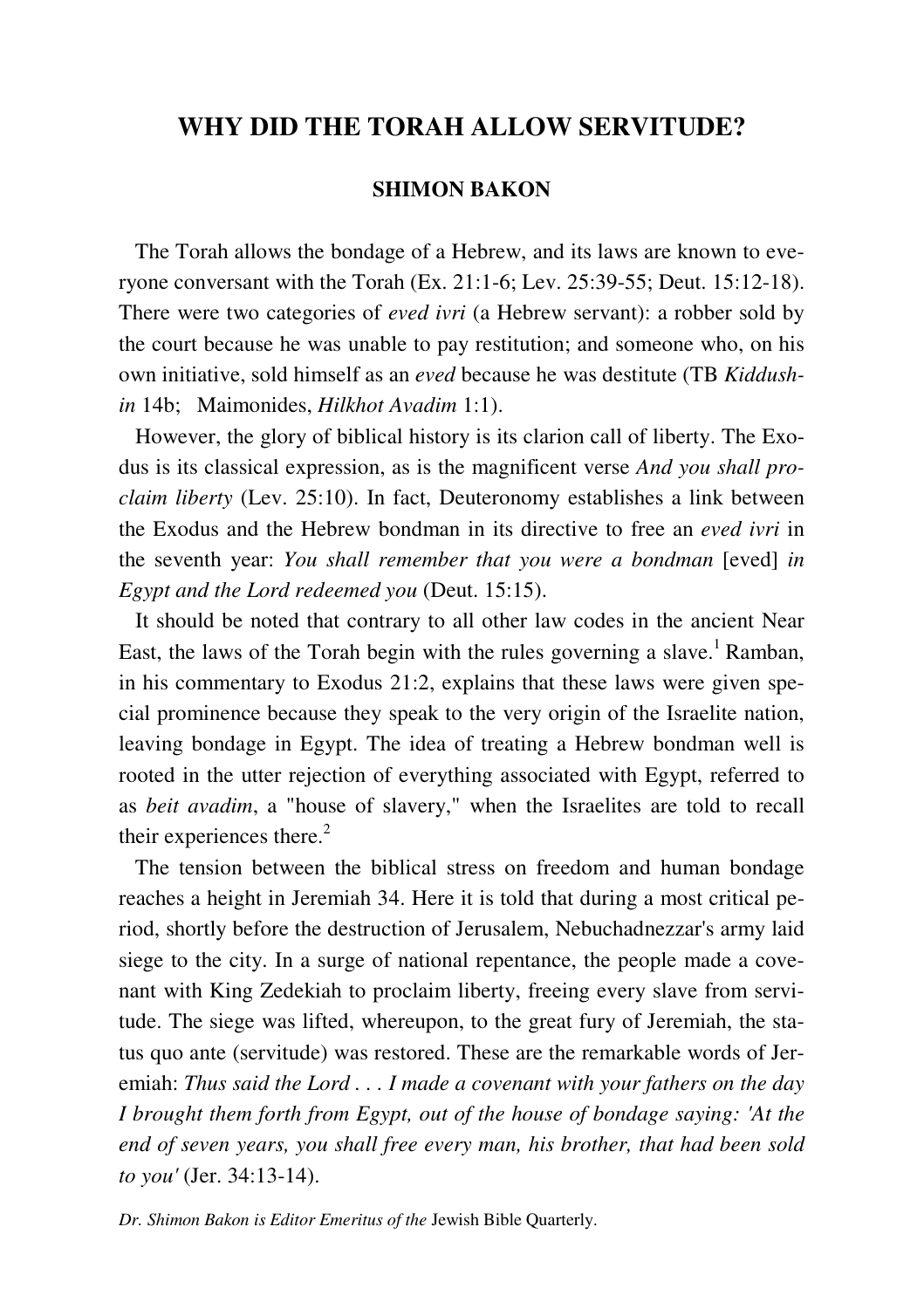# WHY DID THE TORAH ALLOW SERVITUDE?

## SHIMON BAKON

The Torah allows the bondage of a Hebrew, and its laws are known to everyone conversant with the Torah (Ex. 21:1-6; Lev. 25:39-55; Deut. 15:12-18). There were two categories of *eved ivri* (a Hebrew servant): a robber sold by the court because he was unable to pay restitution; and someone who, on his own initiative, sold himself as an *eved* because he was destitute (TB *Kiddushin* 14b; Maimonides, *Hilkhot Avadim* 1:1).

However, the glory of biblical history is its clarion call of liberty. The Exodus is its classical expression, as is the magnificent verse *And you shall proclaim liberty* (Lev. 25:10). In fact, Deuteronomy establishes a link between the Exodus and the Hebrew bondman in its directive to free an *eved ivri* in the seventh year: *You shall remember that you were a bondman* [eved] *in Egypt and the Lord redeemed you* (Deut. 15:15).

It should be noted that contrary to all other law codes in the ancient Near East, the laws of the Torah begin with the rules governing a slave.[1] Ramban, in his commentary to Exodus 21:2, explains that these laws were given special prominence because they speak to the very origin of the Israelite nation, leaving bondage in Egypt. The idea of treating a Hebrew bondman well is rooted in the utter rejection of everything associated with Egypt, referred to as *beit avadim*, a "house of slavery," when the Israelites are told to recall their experiences there.[2]

The tension between the biblical stress on freedom and human bondage reaches a height in Jeremiah 34. Here it is told that during a most critical period, shortly before the destruction of Jerusalem, Nebuchadnezzar's army laid siege to the city. In a surge of national repentance, the people made a covenant with King Zedekiah to proclaim liberty, freeing every slave from servitude. The siege was lifted, whereupon, to the great fury of Jeremiah, the status quo ante (servitude) was restored. These are the remarkable words of Jeremiah: *Thus said the Lord . . . I made a covenant with your fathers on the day I brought them forth from Egypt, out of the house of bondage saying: 'At the end of seven years, you shall free every man, his brother, that had been sold to you'* (Jer. 34:13-14).

*Dr. Shimon Bakon is Editor Emeritus of the* Jewish Bible Quarterly.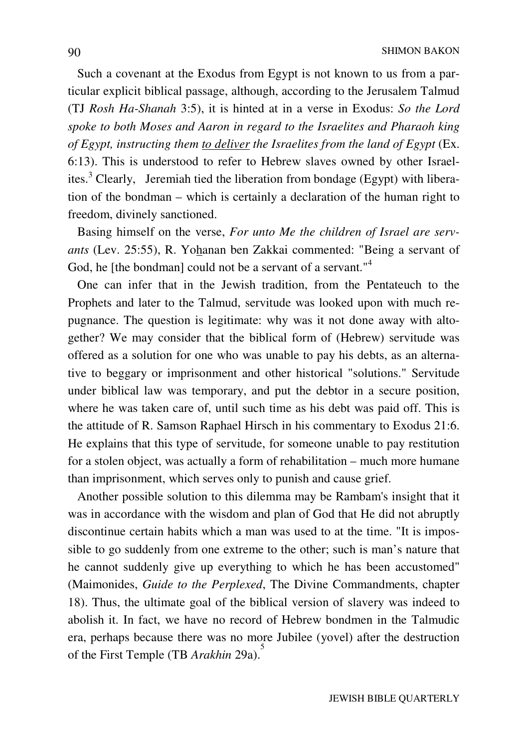Such a covenant at the Exodus from Egypt is not known to us from a particular explicit biblical passage, although, according to the Jerusalem Talmud (TJ *Rosh Ha-Shanah* 3:5), it is hinted at in a verse in Exodus: *So the Lord spoke to both Moses and Aaron in regard to the Israelites and Pharaoh king of Egypt, instructing them* <u>*to deliver*</u> *the Israelites from the land of Egypt* (Ex. 6:13). This is understood to refer to Hebrew slaves owned by other Israelites.[3] Clearly, Jeremiah tied the liberation from bondage (Egypt) with liberation of the bondman – which is certainly a declaration of the human right to freedom, divinely sanctioned.

Basing himself on the verse, *For unto Me the children of Israel are servants* (Lev. 25:55), R. Yo<u>h</u>anan ben Zakkai commented: "Being a servant of God, he [the bondman] could not be a servant of a servant."[4]

One can infer that in the Jewish tradition, from the Pentateuch to the Prophets and later to the Talmud, servitude was looked upon with much repugnance. The question is legitimate: why was it not done away with altogether? We may consider that the biblical form of (Hebrew) servitude was offered as a solution for one who was unable to pay his debts, as an alternative to beggary or imprisonment and other historical "solutions." Servitude under biblical law was temporary, and put the debtor in a secure position, where he was taken care of, until such time as his debt was paid off. This is the attitude of R. Samson Raphael Hirsch in his commentary to Exodus 21:6. He explains that this type of servitude, for someone unable to pay restitution for a stolen object, was actually a form of rehabilitation – much more humane than imprisonment, which serves only to punish and cause grief.

Another possible solution to this dilemma may be Rambam's insight that it was in accordance with the wisdom and plan of God that He did not abruptly discontinue certain habits which a man was used to at the time. "It is impossible to go suddenly from one extreme to the other; such is man's nature that he cannot suddenly give up everything to which he has been accustomed" (Maimonides, *Guide to the Perplexed*, The Divine Commandments, chapter 18). Thus, the ultimate goal of the biblical version of slavery was indeed to abolish it. In fact, we have no record of Hebrew bondmen in the Talmudic era, perhaps because there was no more Jubilee (yovel) after the destruction of the First Temple (TB *Arakhin* 29a).[5]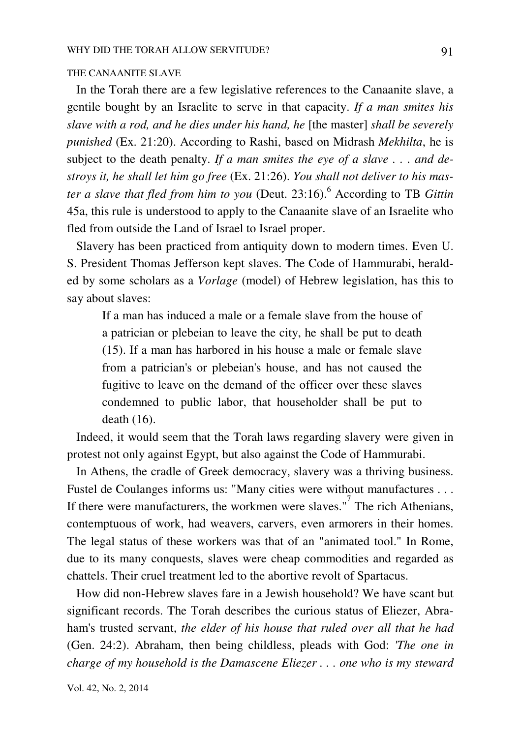## THE CANAANITE SLAVE

In the Torah there are a few legislative references to the Canaanite slave, a gentile bought by an Israelite to serve in that capacity. *If a man smites his slave with a rod, and he dies under his hand, he* [the master] *shall be severely punished* (Ex. 21:20). According to Rashi, based on Midrash *Mekhilta*, he is subject to the death penalty. *If a man smites the eye of a slave . . . and destroys it, he shall let him go free* (Ex. 21:26). *You shall not deliver to his master a slave that fled from him to you* (Deut. 23:16).[6] According to TB *Gittin* 45a, this rule is understood to apply to the Canaanite slave of an Israelite who fled from outside the Land of Israel to Israel proper.

Slavery has been practiced from antiquity down to modern times. Even U. S. President Thomas Jefferson kept slaves. The Code of Hammurabi, heralded by some scholars as a *Vorlage* (model) of Hebrew legislation, has this to say about slaves:

> If a man has induced a male or a female slave from the house of a patrician or plebeian to leave the city, he shall be put to death (15). If a man has harbored in his house a male or female slave from a patrician's or plebeian's house, and has not caused the fugitive to leave on the demand of the officer over these slaves condemned to public labor, that householder shall be put to death (16).

Indeed, it would seem that the Torah laws regarding slavery were given in protest not only against Egypt, but also against the Code of Hammurabi.

In Athens, the cradle of Greek democracy, slavery was a thriving business. Fustel de Coulanges informs us: "Many cities were without manufactures . . . If there were manufacturers, the workmen were slaves."[7] The rich Athenians, contemptuous of work, had weavers, carvers, even armorers in their homes. The legal status of these workers was that of an "animated tool." In Rome, due to its many conquests, slaves were cheap commodities and regarded as chattels. Their cruel treatment led to the abortive revolt of Spartacus.

How did non-Hebrew slaves fare in a Jewish household? We have scant but significant records. The Torah describes the curious status of Eliezer, Abraham's trusted servant, *the elder of his house that ruled over all that he had* (Gen. 24:2). Abraham, then being childless, pleads with God: *'The one in charge of my household is the Damascene Eliezer . . . one who is my steward*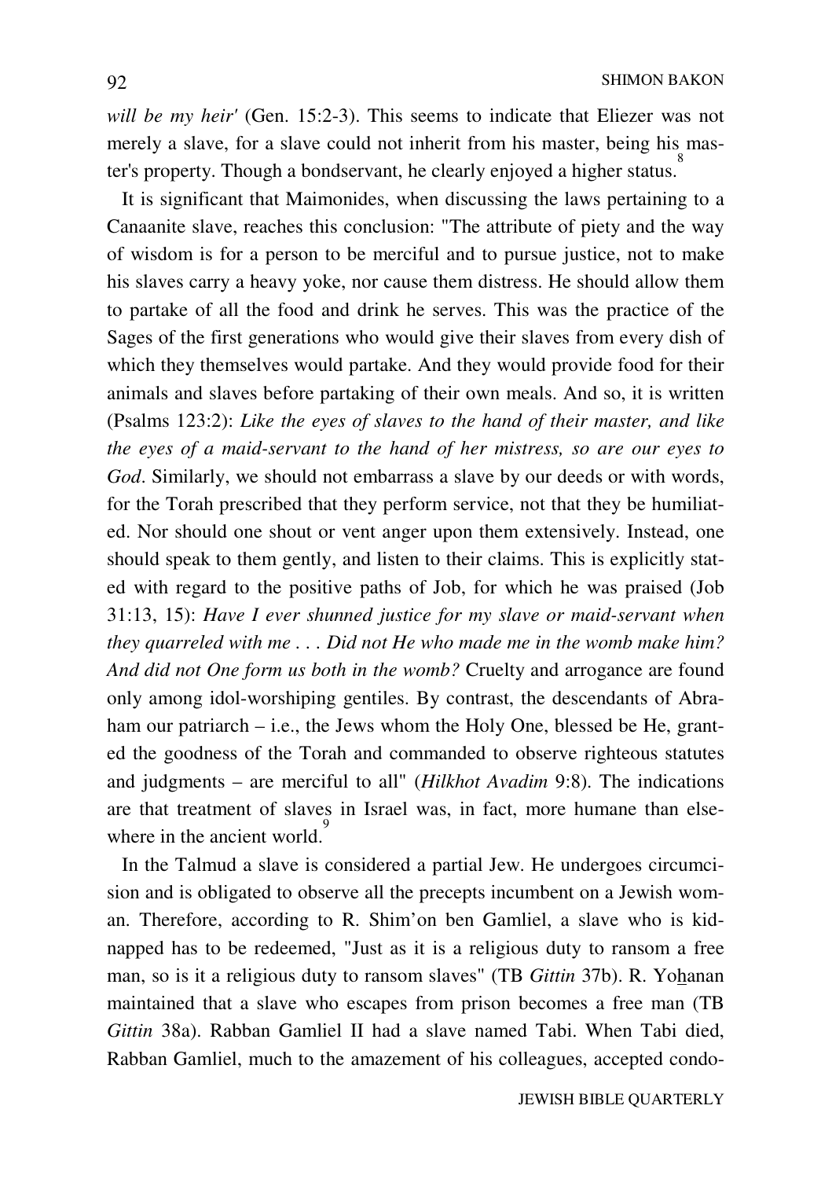*will be my heir'* (Gen. 15:2-3). This seems to indicate that Eliezer was not merely a slave, for a slave could not inherit from his master, being his master's property. Though a bondservant, he clearly enjoyed a higher status.[8]

It is significant that Maimonides, when discussing the laws pertaining to a Canaanite slave, reaches this conclusion: "The attribute of piety and the way of wisdom is for a person to be merciful and to pursue justice, not to make his slaves carry a heavy yoke, nor cause them distress. He should allow them to partake of all the food and drink he serves. This was the practice of the Sages of the first generations who would give their slaves from every dish of which they themselves would partake. And they would provide food for their animals and slaves before partaking of their own meals. And so, it is written (Psalms 123:2): *Like the eyes of slaves to the hand of their master, and like the eyes of a maid-servant to the hand of her mistress, so are our eyes to God*. Similarly, we should not embarrass a slave by our deeds or with words, for the Torah prescribed that they perform service, not that they be humiliated. Nor should one shout or vent anger upon them extensively. Instead, one should speak to them gently, and listen to their claims. This is explicitly stated with regard to the positive paths of Job, for which he was praised (Job 31:13, 15): *Have I ever shunned justice for my slave or maid-servant when they quarreled with me . . . Did not He who made me in the womb make him? And did not One form us both in the womb?* Cruelty and arrogance are found only among idol-worshiping gentiles. By contrast, the descendants of Abraham our patriarch – i.e., the Jews whom the Holy One, blessed be He, granted the goodness of the Torah and commanded to observe righteous statutes and judgments – are merciful to all" (*Hilkhot Avadim* 9:8). The indications are that treatment of slaves in Israel was, in fact, more humane than elsewhere in the ancient world.[9]

In the Talmud a slave is considered a partial Jew. He undergoes circumcision and is obligated to observe all the precepts incumbent on a Jewish woman. Therefore, according to R. Shim'on ben Gamliel, a slave who is kidnapped has to be redeemed, "Just as it is a religious duty to ransom a free man, so is it a religious duty to ransom slaves" (TB *Gittin* 37b). R. Yohanan maintained that a slave who escapes from prison becomes a free man (TB *Gittin* 38a). Rabban Gamliel II had a slave named Tabi. When Tabi died, Rabban Gamliel, much to the amazement of his colleagues, accepted condo-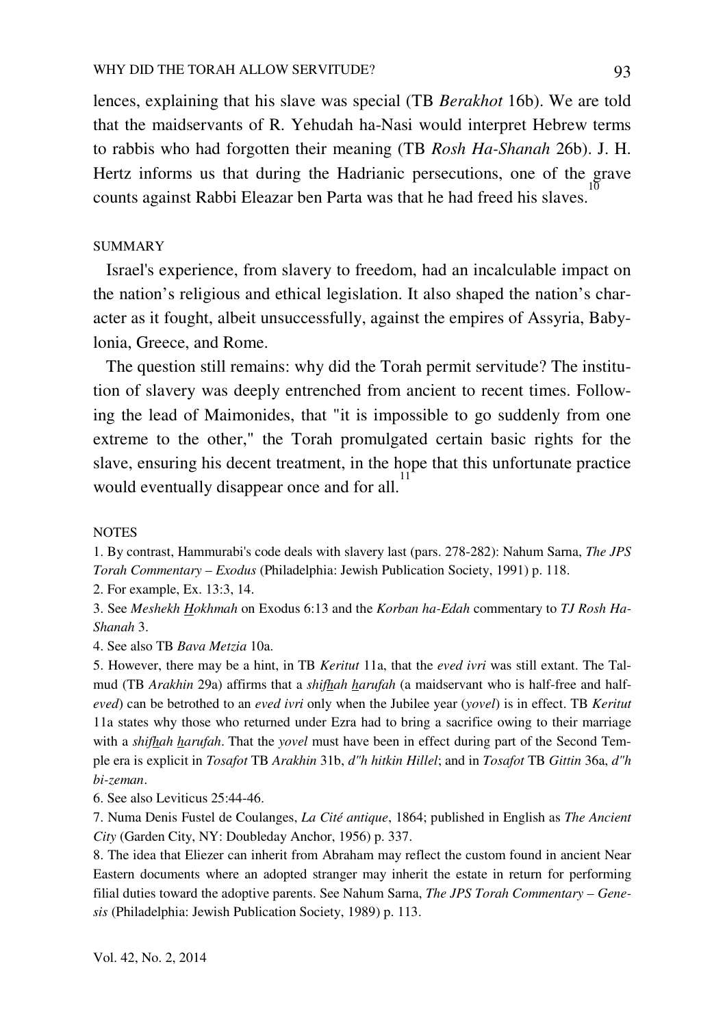lences, explaining that his slave was special (TB *Berakhot* 16b). We are told that the maidservants of R. Yehudah ha-Nasi would interpret Hebrew terms to rabbis who had forgotten their meaning (TB *Rosh Ha-Shanah* 26b). J. H. Hertz informs us that during the Hadrianic persecutions, one of the grave counts against Rabbi Eleazar ben Parta was that he had freed his slaves.[10]

## SUMMARY

Israel's experience, from slavery to freedom, had an incalculable impact on the nation's religious and ethical legislation. It also shaped the nation's character as it fought, albeit unsuccessfully, against the empires of Assyria, Babylonia, Greece, and Rome.

The question still remains: why did the Torah permit servitude? The institution of slavery was deeply entrenched from ancient to recent times. Following the lead of Maimonides, that "it is impossible to go suddenly from one extreme to the other," the Torah promulgated certain basic rights for the slave, ensuring his decent treatment, in the hope that this unfortunate practice would eventually disappear once and for all.[11]

## NOTES

1. By contrast, Hammurabi's code deals with slavery last (pars. 278-282): Nahum Sarna, *The JPS Torah Commentary – Exodus* (Philadelphia: Jewish Publication Society, 1991) p. 118.
2. For example, Ex. 13:3, 14.
3. See *Meshekh Hokhmah* on Exodus 6:13 and the *Korban ha-Edah* commentary to *TJ Rosh Ha-Shanah* 3.
4. See also TB *Bava Metzia* 10a.
5. However, there may be a hint, in TB *Keritut* 11a, that the *eved ivri* was still extant. The Talmud (TB *Arakhin* 29a) affirms that a *shifhah harufah* (a maidservant who is half-free and half-*eved*) can be betrothed to an *eved ivri* only when the Jubilee year (*yovel*) is in effect. TB *Keritut* 11a states why those who returned under Ezra had to bring a sacrifice owing to their marriage with a *shifhah harufah*. That the *yovel* must have been in effect during part of the Second Temple era is explicit in *Tosafot* TB *Arakhin* 31b, *d"h hitkin Hillel*; and in *Tosafot* TB *Gittin* 36a, *d"h bi-zeman*.
6. See also Leviticus 25:44-46.
7. Numa Denis Fustel de Coulanges, *La Cité antique*, 1864; published in English as *The Ancient City* (Garden City, NY: Doubleday Anchor, 1956) p. 337.
8. The idea that Eliezer can inherit from Abraham may reflect the custom found in ancient Near Eastern documents where an adopted stranger may inherit the estate in return for performing filial duties toward the adoptive parents. See Nahum Sarna, *The JPS Torah Commentary – Genesis* (Philadelphia: Jewish Publication Society, 1989) p. 113.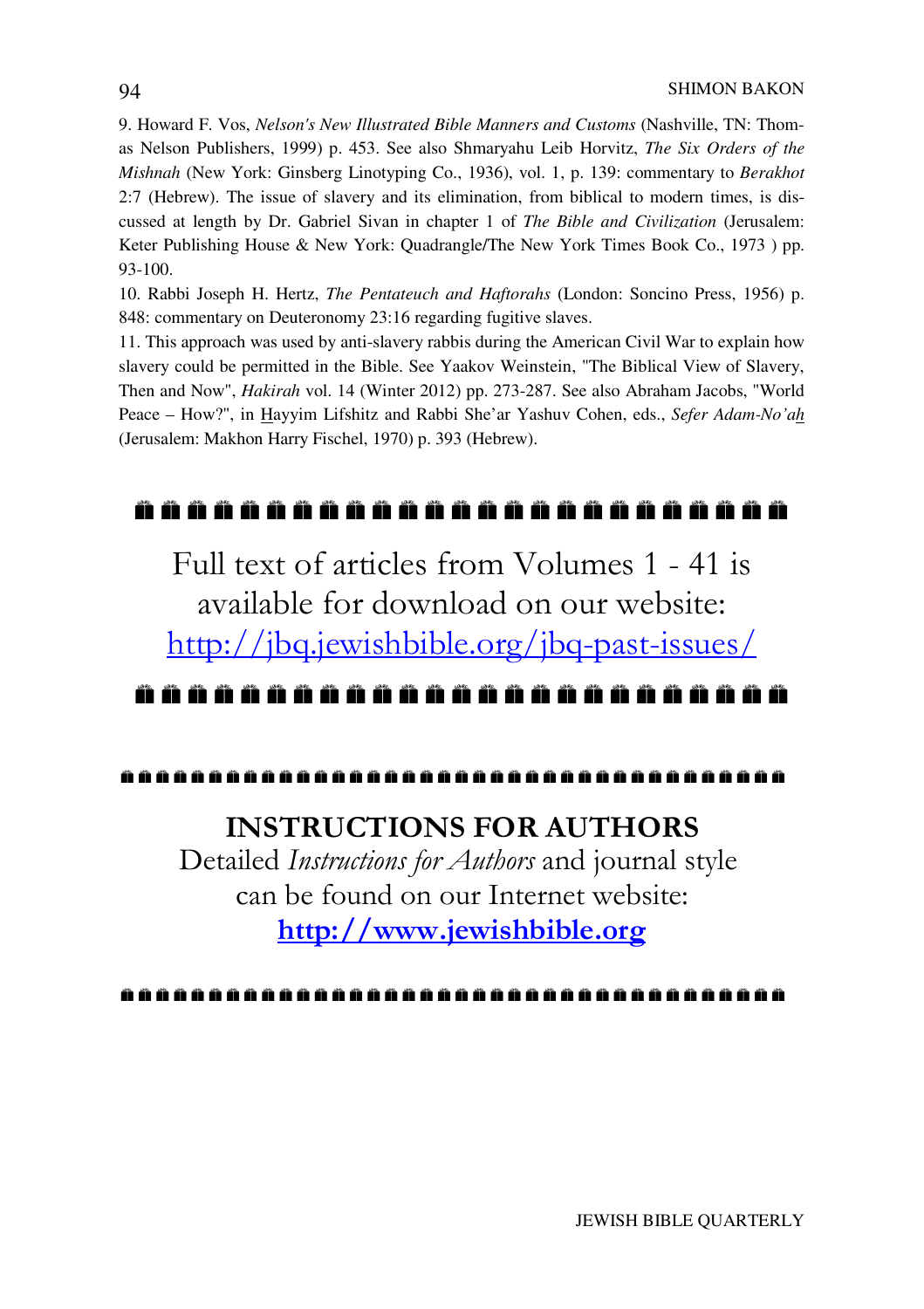9. Howard F. Vos, *Nelson's New Illustrated Bible Manners and Customs* (Nashville, TN: Thomas Nelson Publishers, 1999) p. 453. See also Shmaryahu Leib Horvitz, *The Six Orders of the Mishnah* (New York: Ginsberg Linotyping Co., 1936), vol. 1, p. 139: commentary to *Berakhot* 2:7 (Hebrew). The issue of slavery and its elimination, from biblical to modern times, is discussed at length by Dr. Gabriel Sivan in chapter 1 of *The Bible and Civilization* (Jerusalem: Keter Publishing House & New York: Quadrangle/The New York Times Book Co., 1973 ) pp. 93-100.

10. Rabbi Joseph H. Hertz, *The Pentateuch and Haftorahs* (London: Soncino Press, 1956) p. 848: commentary on Deuteronomy 23:16 regarding fugitive slaves.

11. This approach was used by anti-slavery rabbis during the American Civil War to explain how slavery could be permitted in the Bible. See Yaakov Weinstein, "The Biblical View of Slavery, Then and Now", *Hakirah* vol. 14 (Winter 2012) pp. 273-287. See also Abraham Jacobs, "World Peace – How?", in Hayyim Lifshitz and Rabbi She'ar Yashuv Cohen, eds., *Sefer Adam-No'ah* (Jerusalem: Makhon Harry Fischel, 1970) p. 393 (Hebrew).

---

Full text of articles from Volumes 1 - 41 is available for download on our website: http://jbq.jewishbible.org/jbq-past-issues/

---

## INSTRUCTIONS FOR AUTHORS

Detailed *Instructions for Authors* and journal style can be found on our Internet website: **http://www.jewishbible.org**

---